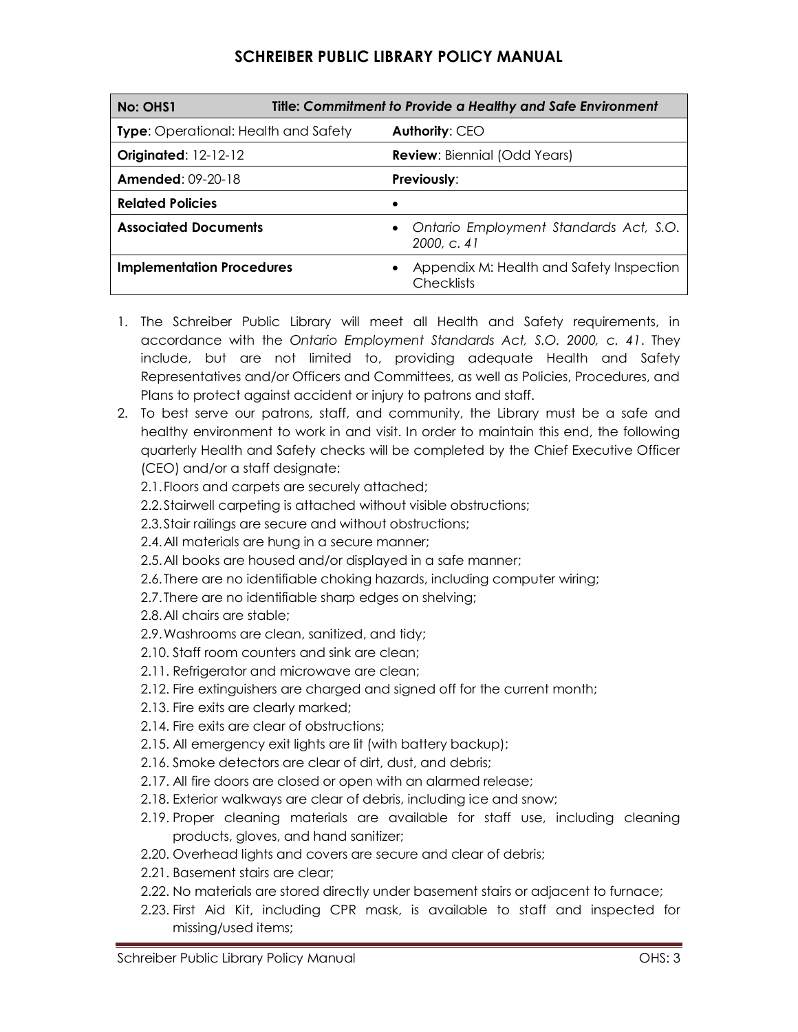# SCHREIBER PUBLIC LIBRARY POLICY MANUAL

| No: OHS1 | Title: *Commitment to Provide a Healthy and Safe Environment* |
|---|---|
| **Type**: Operational: Health and Safety | **Authority**: CEO |
| **Originated**: 12-12-12 | **Review**: Biennial (Odd Years) |
| **Amended**: 09-20-18 | **Previously**: |
| **Related Policies** | • |
| **Associated Documents** | • *Ontario Employment Standards Act, S.O. 2000, c. 41* |
| **Implementation Procedures** | • Appendix M: Health and Safety Inspection Checklists |

1. The Schreiber Public Library will meet all Health and Safety requirements, in accordance with the *Ontario Employment Standards Act, S.O. 2000, c. 41*. They include, but are not limited to, providing adequate Health and Safety Representatives and/or Officers and Committees, as well as Policies, Procedures, and Plans to protect against accident or injury to patrons and staff.
2. To best serve our patrons, staff, and community, the Library must be a safe and healthy environment to work in and visit. In order to maintain this end, the following quarterly Health and Safety checks will be completed by the Chief Executive Officer (CEO) and/or a staff designate:
   - 2.1. Floors and carpets are securely attached;
   - 2.2. Stairwell carpeting is attached without visible obstructions;
   - 2.3. Stair railings are secure and without obstructions;
   - 2.4. All materials are hung in a secure manner;
   - 2.5. All books are housed and/or displayed in a safe manner;
   - 2.6. There are no identifiable choking hazards, including computer wiring;
   - 2.7. There are no identifiable sharp edges on shelving;
   - 2.8. All chairs are stable;
   - 2.9. Washrooms are clean, sanitized, and tidy;
   - 2.10. Staff room counters and sink are clean;
   - 2.11. Refrigerator and microwave are clean;
   - 2.12. Fire extinguishers are charged and signed off for the current month;
   - 2.13. Fire exits are clearly marked;
   - 2.14. Fire exits are clear of obstructions;
   - 2.15. All emergency exit lights are lit (with battery backup);
   - 2.16. Smoke detectors are clear of dirt, dust, and debris;
   - 2.17. All fire doors are closed or open with an alarmed release;
   - 2.18. Exterior walkways are clear of debris, including ice and snow;
   - 2.19. Proper cleaning materials are available for staff use, including cleaning products, gloves, and hand sanitizer;
   - 2.20. Overhead lights and covers are secure and clear of debris;
   - 2.21. Basement stairs are clear;
   - 2.22. No materials are stored directly under basement stairs or adjacent to furnace;
   - 2.23. First Aid Kit, including CPR mask, is available to staff and inspected for missing/used items;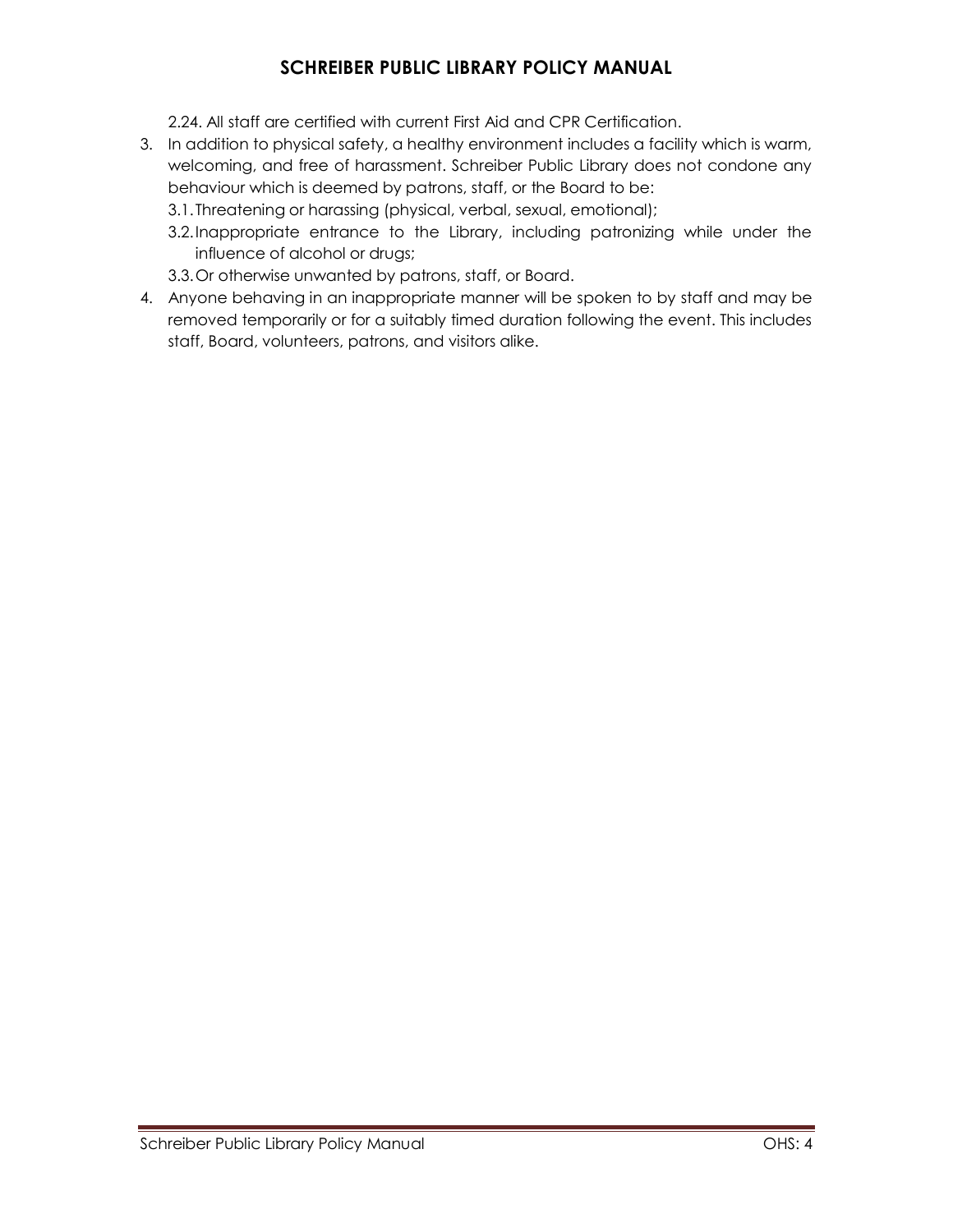2.24. All staff are certified with current First Aid and CPR Certification.

3. In addition to physical safety, a healthy environment includes a facility which is warm, welcoming, and free of harassment. Schreiber Public Library does not condone any behaviour which is deemed by patrons, staff, or the Board to be:
   3.1. Threatening or harassing (physical, verbal, sexual, emotional);
   3.2. Inappropriate entrance to the Library, including patronizing while under the influence of alcohol or drugs;
   3.3. Or otherwise unwanted by patrons, staff, or Board.
4. Anyone behaving in an inappropriate manner will be spoken to by staff and may be removed temporarily or for a suitably timed duration following the event. This includes staff, Board, volunteers, patrons, and visitors alike.